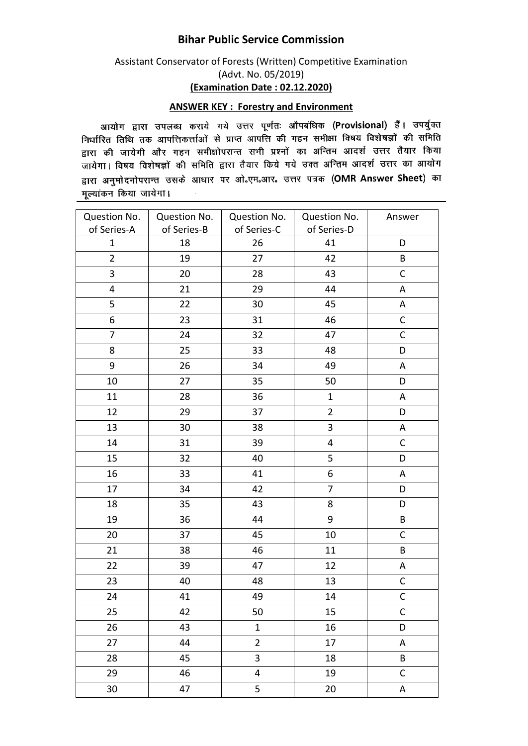# Bihar Public Service Commission

Assistant Conservator of Forests (Written) Competitive Examination

(Advt. No. 05/2019)

**(Examination Date : 02.12.2020)**

**ANSWER KEY : Forestry and Environment**

आयोग द्वारा उपलब्ध कराये गये उत्तर पूर्णतः **औपबंधिक (Provisional)** हैं। उपर्युक्त निर्धारित तिथि तक आपत्तिकर्त्ताओं से प्राप्त आपत्ति की गहन समीक्षा विषय विशेषज्ञों की समिति द्वारा की जायेगी और गहन समीक्षोपरान्त सभी प्रश्नों का अन्तिम आदर्श उत्तर तैयार किया जायेगा। विषय विशेषज्ञों की समिति द्वारा तैयार किये गये उक्त अन्तिम आदर्श उत्तर का आयोग द्वारा अनुमोदनोपरान्त उसके आधार पर ओ॰एम॰आर॰ उत्तर पत्रक (**OMR Answer Sheet**) का मूल्यांकन किया जायेगा।

| Question No. of Series-A | Question No. of Series-B | Question No. of Series-C | Question No. of Series-D | Answer |
|---|---|---|---|---|
| 1 | 18 | 26 | 41 | D |
| 2 | 19 | 27 | 42 | B |
| 3 | 20 | 28 | 43 | C |
| 4 | 21 | 29 | 44 | A |
| 5 | 22 | 30 | 45 | A |
| 6 | 23 | 31 | 46 | C |
| 7 | 24 | 32 | 47 | C |
| 8 | 25 | 33 | 48 | D |
| 9 | 26 | 34 | 49 | A |
| 10 | 27 | 35 | 50 | D |
| 11 | 28 | 36 | 1 | A |
| 12 | 29 | 37 | 2 | D |
| 13 | 30 | 38 | 3 | A |
| 14 | 31 | 39 | 4 | C |
| 15 | 32 | 40 | 5 | D |
| 16 | 33 | 41 | 6 | A |
| 17 | 34 | 42 | 7 | D |
| 18 | 35 | 43 | 8 | D |
| 19 | 36 | 44 | 9 | B |
| 20 | 37 | 45 | 10 | C |
| 21 | 38 | 46 | 11 | B |
| 22 | 39 | 47 | 12 | A |
| 23 | 40 | 48 | 13 | C |
| 24 | 41 | 49 | 14 | C |
| 25 | 42 | 50 | 15 | C |
| 26 | 43 | 1 | 16 | D |
| 27 | 44 | 2 | 17 | A |
| 28 | 45 | 3 | 18 | B |
| 29 | 46 | 4 | 19 | C |
| 30 | 47 | 5 | 20 | A |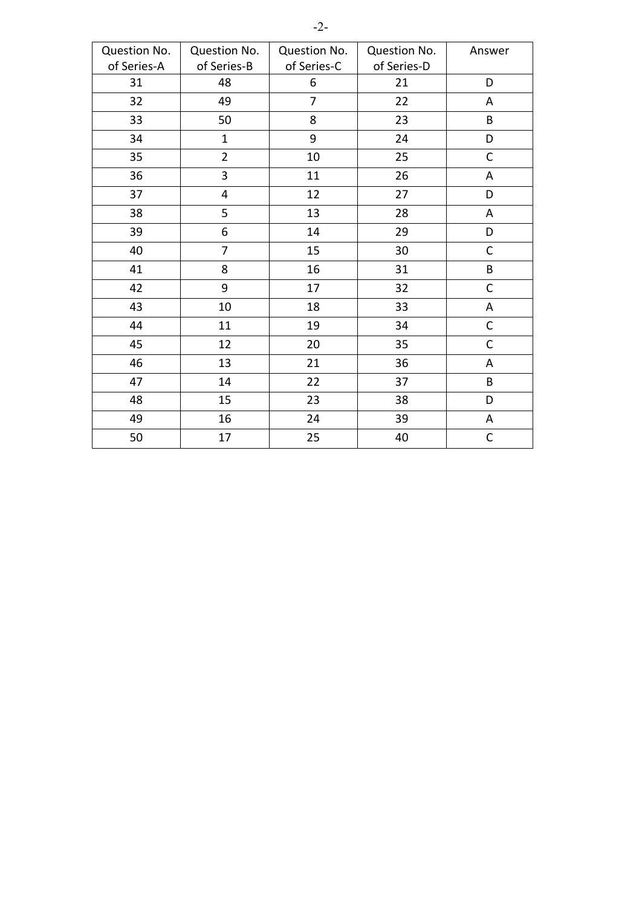| Question No. of Series-A | Question No. of Series-B | Question No. of Series-C | Question No. of Series-D | Answer |
|---|---|---|---|---|
| 31 | 48 | 6 | 21 | D |
| 32 | 49 | 7 | 22 | A |
| 33 | 50 | 8 | 23 | B |
| 34 | 1 | 9 | 24 | D |
| 35 | 2 | 10 | 25 | C |
| 36 | 3 | 11 | 26 | A |
| 37 | 4 | 12 | 27 | D |
| 38 | 5 | 13 | 28 | A |
| 39 | 6 | 14 | 29 | D |
| 40 | 7 | 15 | 30 | C |
| 41 | 8 | 16 | 31 | B |
| 42 | 9 | 17 | 32 | C |
| 43 | 10 | 18 | 33 | A |
| 44 | 11 | 19 | 34 | C |
| 45 | 12 | 20 | 35 | C |
| 46 | 13 | 21 | 36 | A |
| 47 | 14 | 22 | 37 | B |
| 48 | 15 | 23 | 38 | D |
| 49 | 16 | 24 | 39 | A |
| 50 | 17 | 25 | 40 | C |